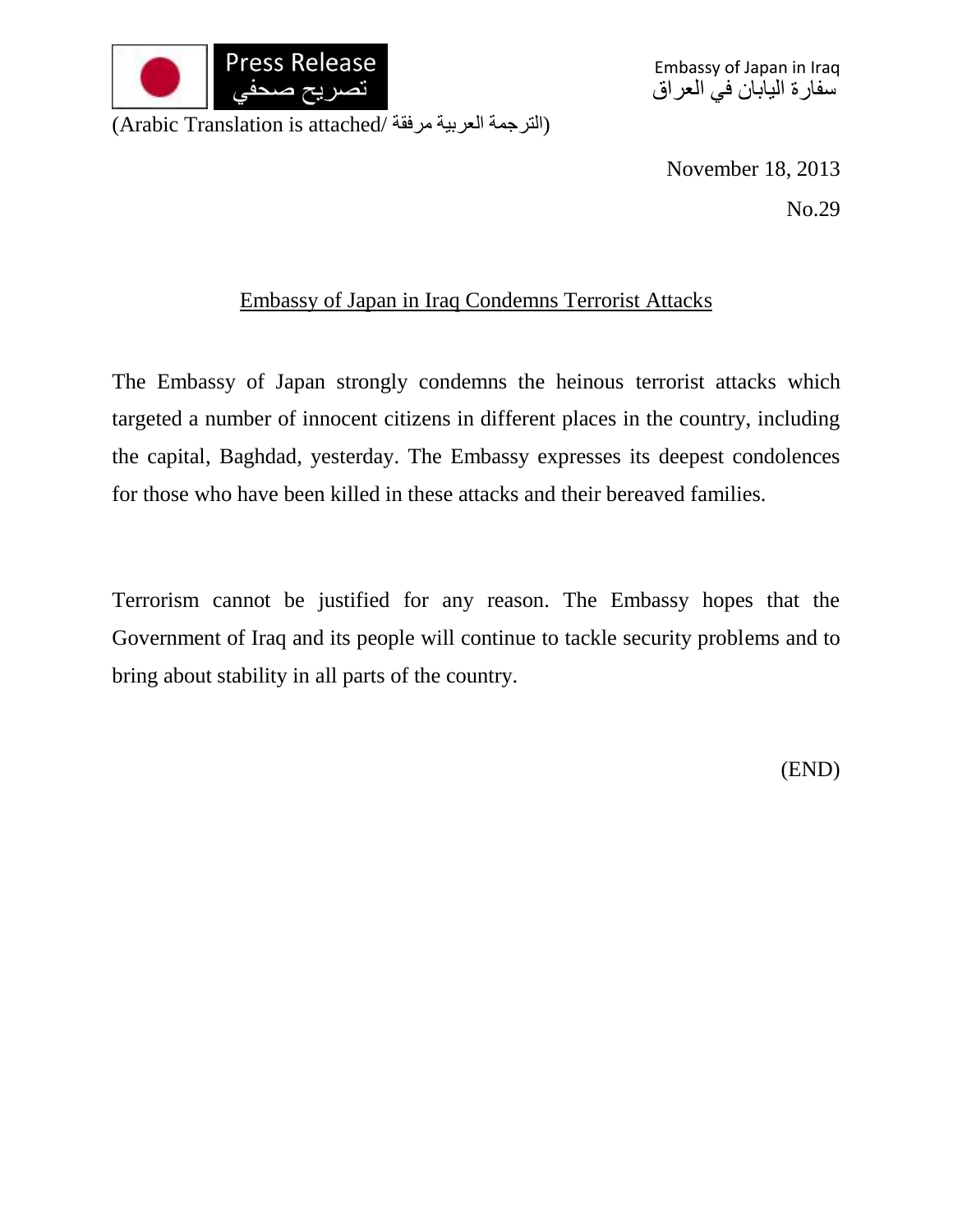Press Release
تصريح صحفي

Embassy of Japan in Iraq
سفارة اليابان في العراق

(Arabic Translation is attached/ الترجمة العربية مرفقة)

November 18, 2013

No.29

## Embassy of Japan in Iraq Condemns Terrorist Attacks

The Embassy of Japan strongly condemns the heinous terrorist attacks which targeted a number of innocent citizens in different places in the country, including the capital, Baghdad, yesterday. The Embassy expresses its deepest condolences for those who have been killed in these attacks and their bereaved families.

Terrorism cannot be justified for any reason. The Embassy hopes that the Government of Iraq and its people will continue to tackle security problems and to bring about stability in all parts of the country.

(END)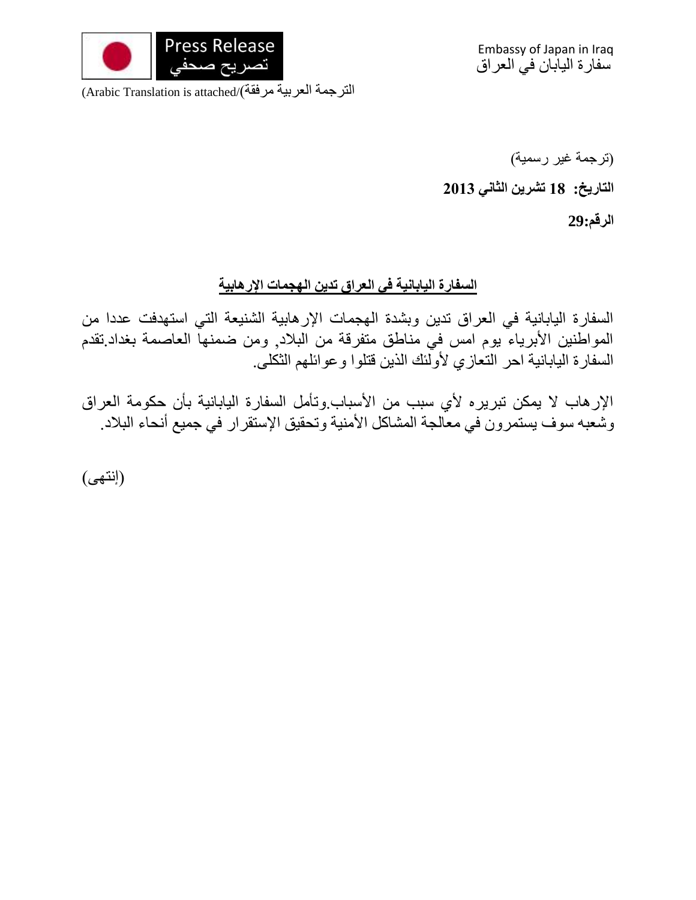Press Release
تصريح صحفي

Embassy of Japan in Iraq
سفارة اليابان في العراق

(Arabic Translation is attached/الترجمة العربية مرفقة)

(ترجمة غير رسمية)

**التاريخ: 18 تشرين الثاني 2013**

**الرقم:29**

**<u>السفارة اليابانية في العراق تدين الهجمات الإرهابية</u>**

السفارة اليابانية في العراق تدين وبشدة الهجمات الإرهابية الشنيعة التي استهدفت عددا من المواطنين الأبرياء يوم امس في مناطق متفرقة من البلاد, ومن ضمنها العاصمة بغداد.تقدم السفارة اليابانية احر التعازي لأولئك الذين قتلوا وعوائلهم الثكلى.

الإرهاب لا يمكن تبريره لأي سبب من الأسباب.وتأمل السفارة اليابانية بأن حكومة العراق وشعبه سوف يستمرون في معالجة المشاكل الأمنية وتحقيق الإستقرار في جميع أنحاء البلاد.

(إنتهى)